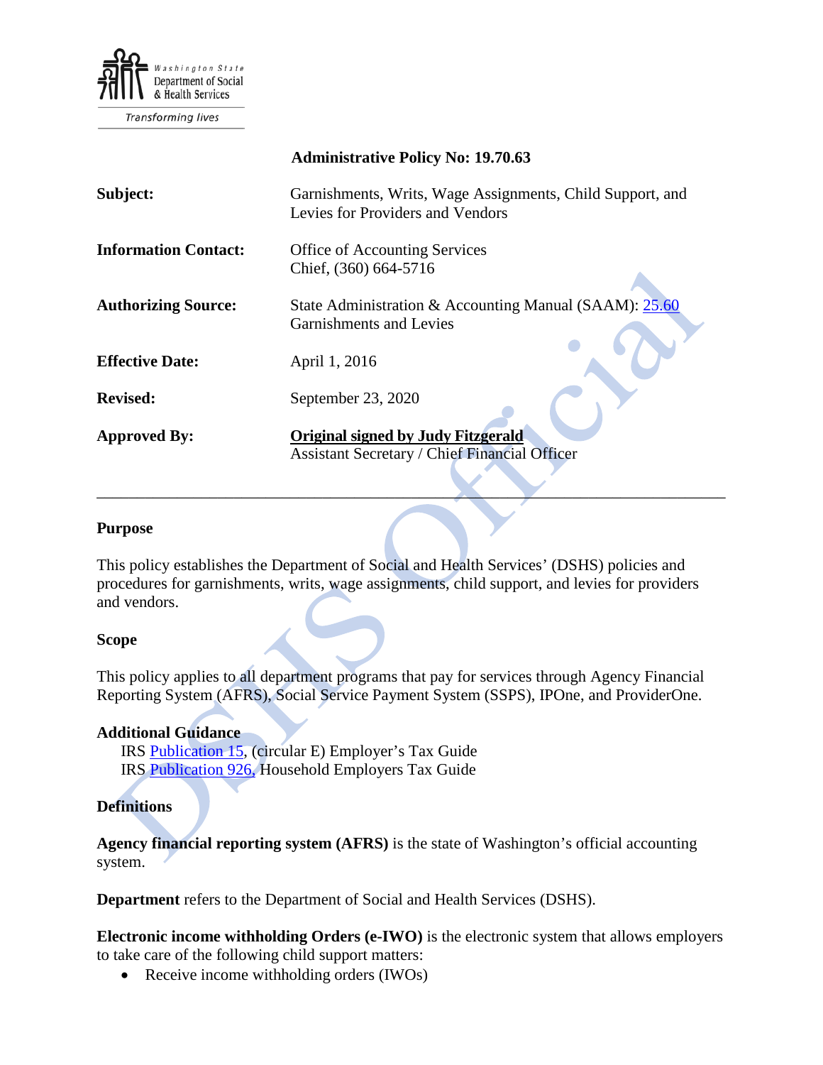Washington State Department of Social & Health Services

Transforming lives

**Administrative Policy No: 19.70.63**

| | |
|---|---|
| **Subject:** | Garnishments, Writs, Wage Assignments, Child Support, and Levies for Providers and Vendors |
| **Information Contact:** | Office of Accounting Services<br>Chief, (360) 664-5716 |
| **Authorizing Source:** | State Administration & Accounting Manual (SAAM): 25.60 Garnishments and Levies |
| **Effective Date:** | April 1, 2016 |
| **Revised:** | September 23, 2020 |
| **Approved By:** | **Original signed by Judy Fitzgerald**<br>Assistant Secretary / Chief Financial Officer |

---

## Purpose

This policy establishes the Department of Social and Health Services' (DSHS) policies and procedures for garnishments, writs, wage assignments, child support, and levies for providers and vendors.

## Scope

This policy applies to all department programs that pay for services through Agency Financial Reporting System (AFRS), Social Service Payment System (SSPS), IPOne, and ProviderOne.

## Additional Guidance

IRS Publication 15, (circular E) Employer's Tax Guide
IRS Publication 926, Household Employers Tax Guide

## Definitions

**Agency financial reporting system (AFRS)** is the state of Washington's official accounting system.

**Department** refers to the Department of Social and Health Services (DSHS).

**Electronic income withholding Orders (e-IWO)** is the electronic system that allows employers to take care of the following child support matters:

- Receive income withholding orders (IWOs)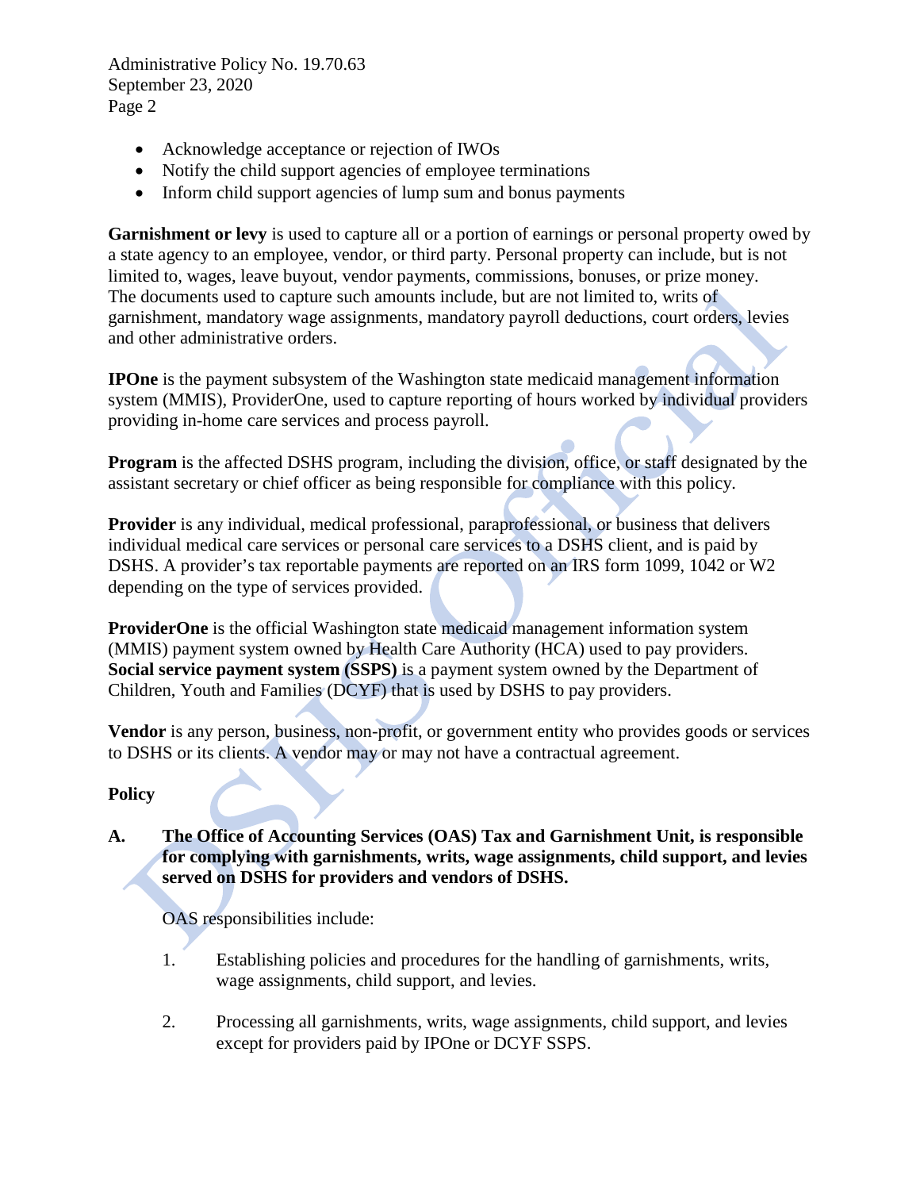- Acknowledge acceptance or rejection of IWOs
- Notify the child support agencies of employee terminations
- Inform child support agencies of lump sum and bonus payments

**Garnishment or levy** is used to capture all or a portion of earnings or personal property owed by a state agency to an employee, vendor, or third party. Personal property can include, but is not limited to, wages, leave buyout, vendor payments, commissions, bonuses, or prize money. The documents used to capture such amounts include, but are not limited to, writs of garnishment, mandatory wage assignments, mandatory payroll deductions, court orders, levies and other administrative orders.

**IPOne** is the payment subsystem of the Washington state medicaid management information system (MMIS), ProviderOne, used to capture reporting of hours worked by individual providers providing in-home care services and process payroll.

**Program** is the affected DSHS program, including the division, office, or staff designated by the assistant secretary or chief officer as being responsible for compliance with this policy.

**Provider** is any individual, medical professional, paraprofessional, or business that delivers individual medical care services or personal care services to a DSHS client, and is paid by DSHS. A provider's tax reportable payments are reported on an IRS form 1099, 1042 or W2 depending on the type of services provided.

**ProviderOne** is the official Washington state medicaid management information system (MMIS) payment system owned by Health Care Authority (HCA) used to pay providers.
**Social service payment system (SSPS)** is a payment system owned by the Department of Children, Youth and Families (DCYF) that is used by DSHS to pay providers.

**Vendor** is any person, business, non-profit, or government entity who provides goods or services to DSHS or its clients. A vendor may or may not have a contractual agreement.

## Policy

**A. The Office of Accounting Services (OAS) Tax and Garnishment Unit, is responsible for complying with garnishments, writs, wage assignments, child support, and levies served on DSHS for providers and vendors of DSHS.**

OAS responsibilities include:

1. Establishing policies and procedures for the handling of garnishments, writs, wage assignments, child support, and levies.

2. Processing all garnishments, writs, wage assignments, child support, and levies except for providers paid by IPOne or DCYF SSPS.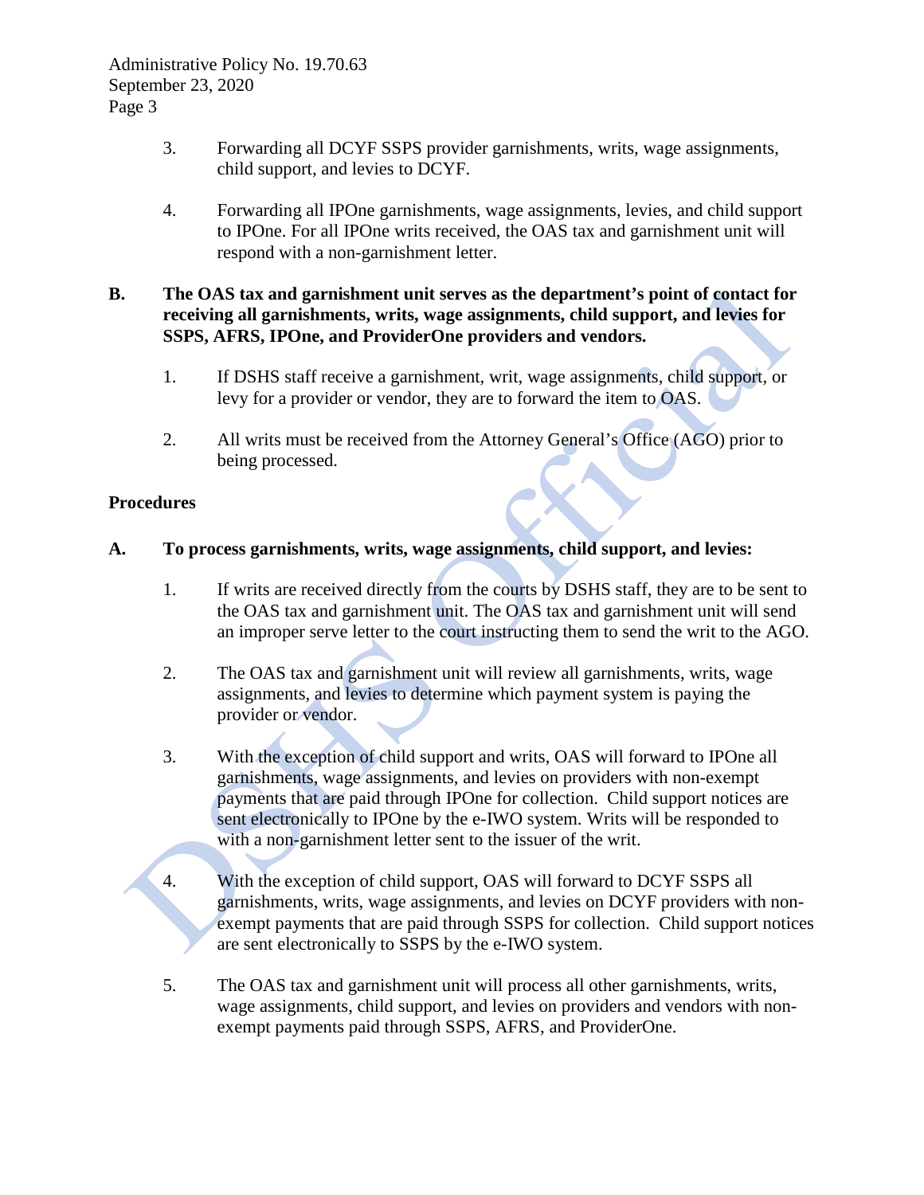3. Forwarding all DCYF SSPS provider garnishments, writs, wage assignments, child support, and levies to DCYF.

4. Forwarding all IPOne garnishments, wage assignments, levies, and child support to IPOne. For all IPOne writs received, the OAS tax and garnishment unit will respond with a non-garnishment letter.

**B. The OAS tax and garnishment unit serves as the department's point of contact for receiving all garnishments, writs, wage assignments, child support, and levies for SSPS, AFRS, IPOne, and ProviderOne providers and vendors.**

1. If DSHS staff receive a garnishment, writ, wage assignments, child support, or levy for a provider or vendor, they are to forward the item to OAS.

2. All writs must be received from the Attorney General's Office (AGO) prior to being processed.

## Procedures

**A. To process garnishments, writs, wage assignments, child support, and levies:**

1. If writs are received directly from the courts by DSHS staff, they are to be sent to the OAS tax and garnishment unit. The OAS tax and garnishment unit will send an improper serve letter to the court instructing them to send the writ to the AGO.

2. The OAS tax and garnishment unit will review all garnishments, writs, wage assignments, and levies to determine which payment system is paying the provider or vendor.

3. With the exception of child support and writs, OAS will forward to IPOne all garnishments, wage assignments, and levies on providers with non-exempt payments that are paid through IPOne for collection. Child support notices are sent electronically to IPOne by the e-IWO system. Writs will be responded to with a non-garnishment letter sent to the issuer of the writ.

4. With the exception of child support, OAS will forward to DCYF SSPS all garnishments, writs, wage assignments, and levies on DCYF providers with non-exempt payments that are paid through SSPS for collection. Child support notices are sent electronically to SSPS by the e-IWO system.

5. The OAS tax and garnishment unit will process all other garnishments, writs, wage assignments, child support, and levies on providers and vendors with non-exempt payments paid through SSPS, AFRS, and ProviderOne.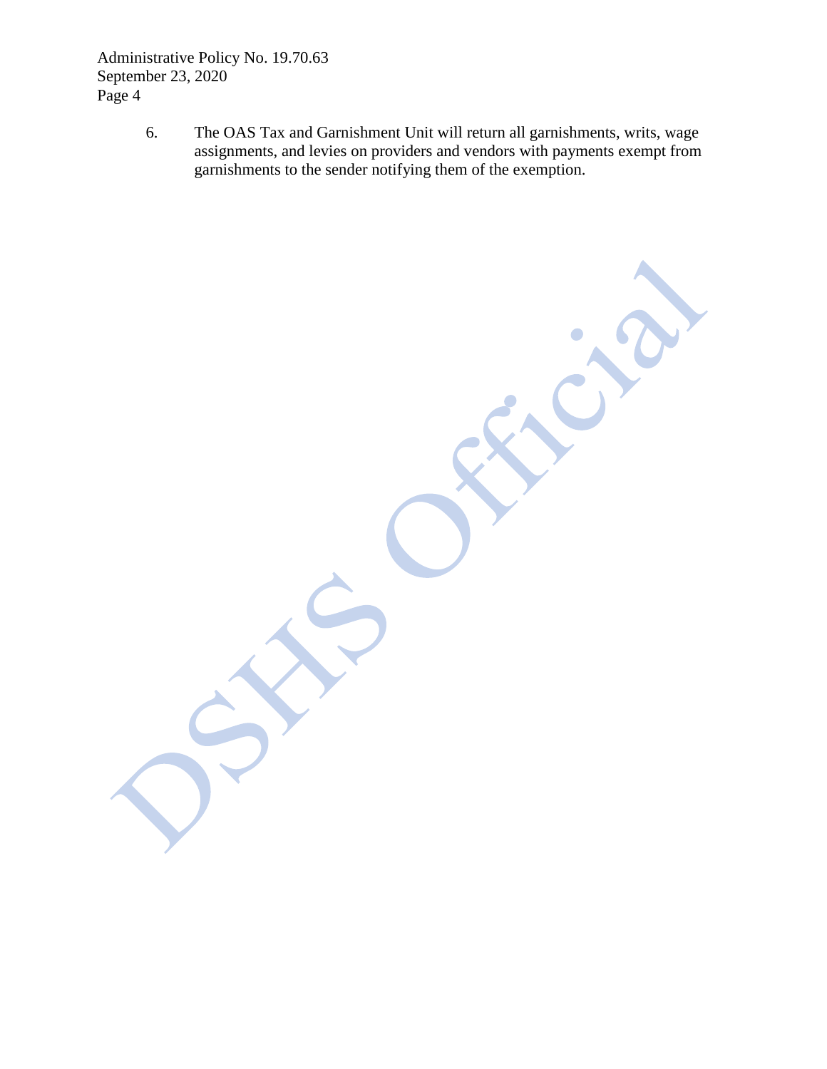6. The OAS Tax and Garnishment Unit will return all garnishments, writs, wage assignments, and levies on providers and vendors with payments exempt from garnishments to the sender notifying them of the exemption.